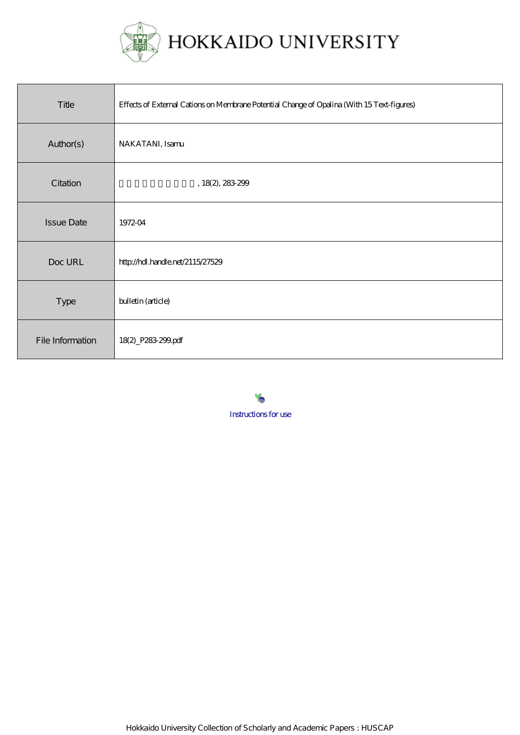HOKKAIDO UNIVERSITY

| Title | Effects of External Cations on Membrane Potential Change of Opalina (With 15 Text-figures) |
| --- | --- |
| Author(s) | NAKATANI, Isamu |
| Citation | 北海道大學理學部紀要, 18(2), 283-299 |
| Issue Date | 1972-04 |
| Doc URL | http://hdl.handle.net/2115/27529 |
| Type | bulletin (article) |
| File Information | 18(2)_P283-299.pdf |

Instructions for use

Hokkaido University Collection of Scholarly and Academic Papers : HUSCAP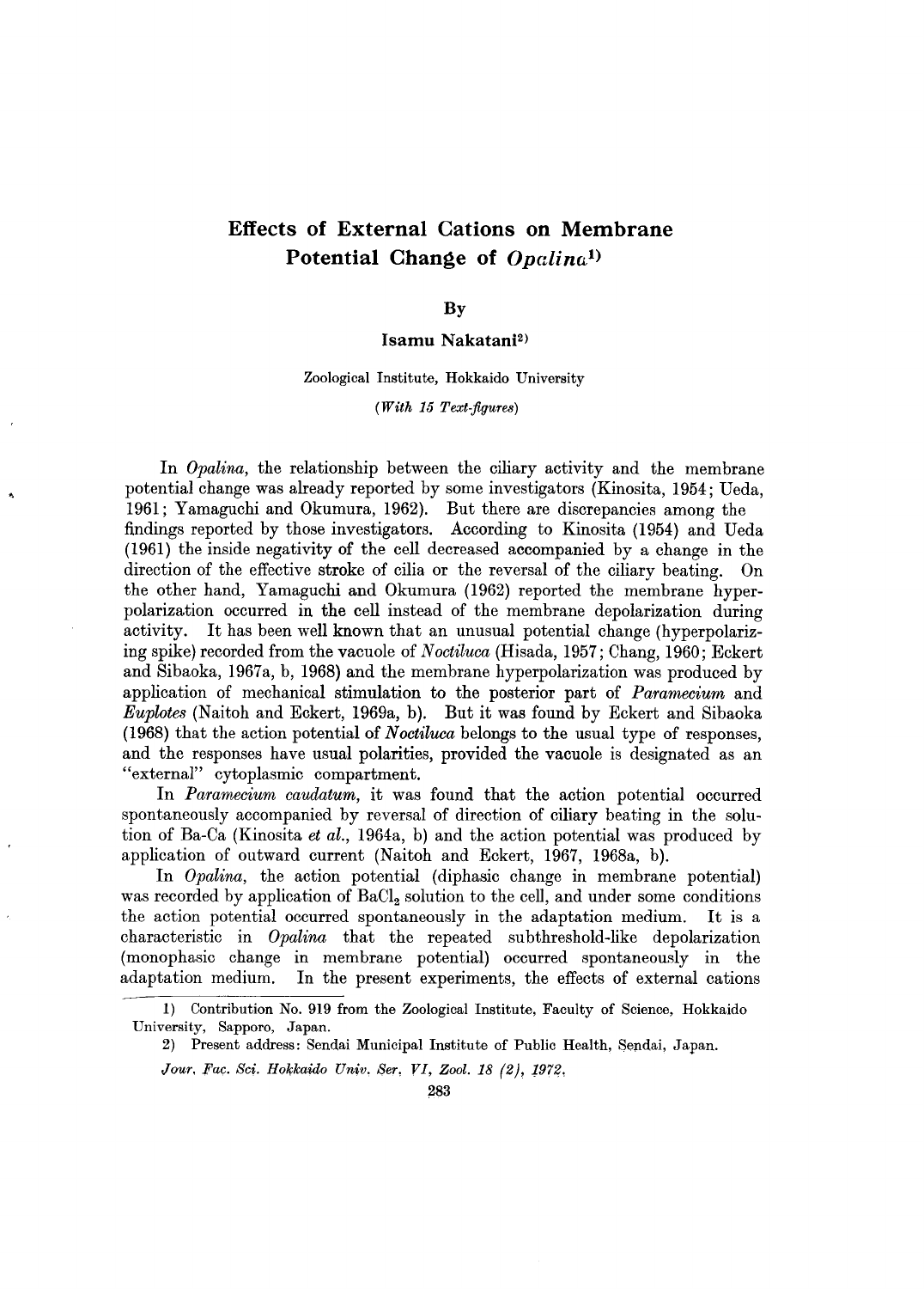# Effects of External Cations on Membrane Potential Change of *Opalina*[1)]

By

**Isamu Nakatani**[2)]

Zoological Institute, Hokkaido University

*(With 15 Text-figures)*

In *Opalina*, the relationship between the ciliary activity and the membrane potential change was already reported by some investigators (Kinosita, 1954; Ueda, 1961; Yamaguchi and Okumura, 1962). But there are discrepancies among the findings reported by those investigators. According to Kinosita (1954) and Ueda (1961) the inside negativity of the cell decreased accompanied by a change in the direction of the effective stroke of cilia or the reversal of the ciliary beating. On the other hand, Yamaguchi and Okumura (1962) reported the membrane hyperpolarization occurred in the cell instead of the membrane depolarization during activity. It has been well known that an unusual potential change (hyperpolarizing spike) recorded from the vacuole of *Noctiluca* (Hisada, 1957; Chang, 1960; Eckert and Sibaoka, 1967a, b, 1968) and the membrane hyperpolarization was produced by application of mechanical stimulation to the posterior part of *Paramecium* and *Euplotes* (Naitoh and Eckert, 1969a, b). But it was found by Eckert and Sibaoka (1968) that the action potential of *Noctiluca* belongs to the usual type of responses, and the responses have usual polarities, provided the vacuole is designated as an "external" cytoplasmic compartment.

In *Paramecium caudatum*, it was found that the action potential occurred spontaneously accompanied by reversal of direction of ciliary beating in the solution of Ba-Ca (Kinosita *et al.*, 1964a, b) and the action potential was produced by application of outward current (Naitoh and Eckert, 1967, 1968a, b).

In *Opalina*, the action potential (diphasic change in membrane potential) was recorded by application of $BaCl_2$ solution to the cell, and under some conditions the action potential occurred spontaneously in the adaptation medium. It is a characteristic in *Opalina* that the repeated subthreshold-like depolarization (monophasic change in membrane potential) occurred spontaneously in the adaptation medium. In the present experiments, the effects of external cations

---

1) Contribution No. 919 from the Zoological Institute, Faculty of Science, Hokkaido University, Sapporo, Japan.

2) Present address: Sendai Municipal Institute of Public Health, Sendai, Japan.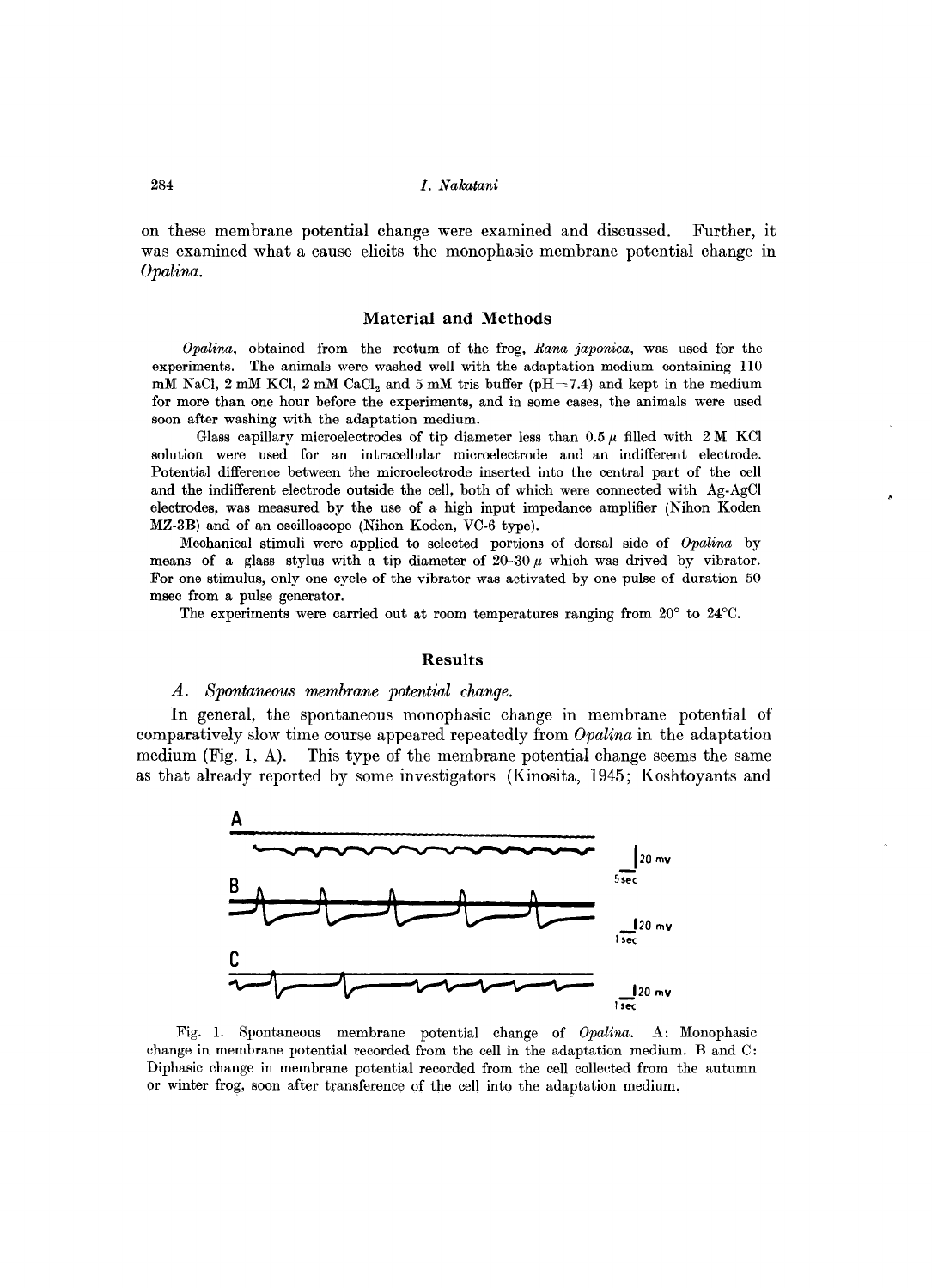on these membrane potential change were examined and discussed. Further, it was examined what a cause elicits the monophasic membrane potential change in *Opalina*.

## Material and Methods

*Opalina*, obtained from the rectum of the frog, *Rana japonica*, was used for the experiments. The animals were washed well with the adaptation medium containing 110 mM NaCl, 2 mM KCl, 2 mM $CaCl_2$ and 5 mM tris buffer (pH=7.4) and kept in the medium for more than one hour before the experiments, and in some cases, the animals were used soon after washing with the adaptation medium.

Glass capillary microelectrodes of tip diameter less than 0.5 $\mu$ filled with 2 M KCl solution were used for an intracellular microelectrode and an indifferent electrode. Potential difference between the microelectrode inserted into the central part of the cell and the indifferent electrode outside the cell, both of which were connected with Ag-AgCl electrodes, was measured by the use of a high input impedance amplifier (Nihon Koden MZ-3B) and of an oscilloscope (Nihon Koden, VC-6 type).

Mechanical stimuli were applied to selected portions of dorsal side of *Opalina* by means of a glass stylus with a tip diameter of 20–30 $\mu$ which was drived by vibrator. For one stimulus, only one cycle of the vibrator was activated by one pulse of duration 50 msec from a pulse generator.

The experiments were carried out at room temperatures ranging from 20° to 24°C.

## Results

### *A. Spontaneous membrane potential change.*

In general, the spontaneous monophasic change in membrane potential of comparatively slow time course appeared repeatedly from *Opalina* in the adaptation medium (Fig. 1, A). This type of the membrane potential change seems the same as that already reported by some investigators (Kinosita, 1945; Koshtoyants and

Fig. 1. Spontaneous membrane potential change of *Opalina*. A: Monophasic change in membrane potential recorded from the cell in the adaptation medium. B and C: Diphasic change in membrane potential recorded from the cell collected from the autumn or winter frog, soon after transference of the cell into the adaptation medium.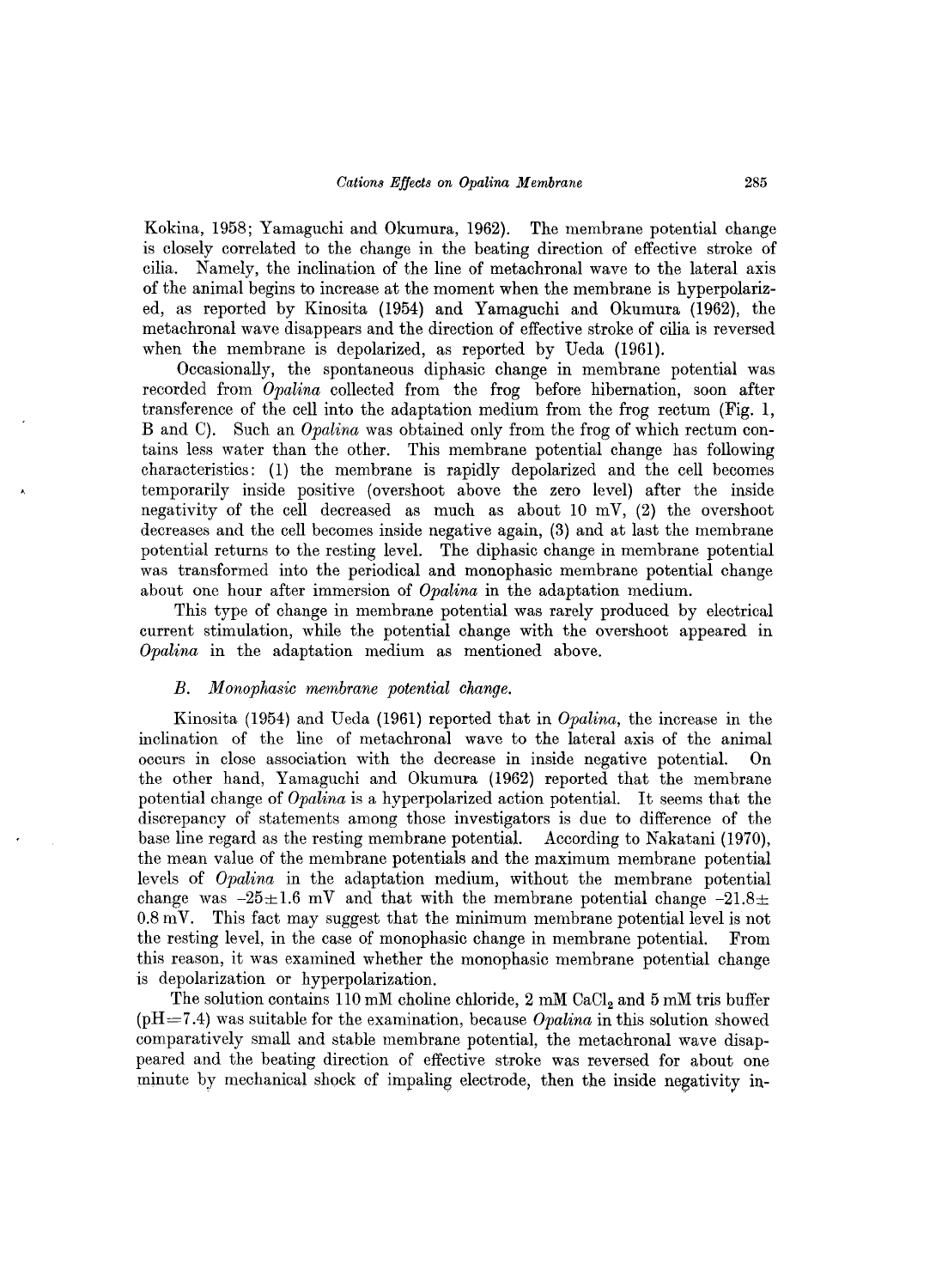Kokina, 1958; Yamaguchi and Okumura, 1962). The membrane potential change is closely correlated to the change in the beating direction of effective stroke of cilia. Namely, the inclination of the line of metachronal wave to the lateral axis of the animal begins to increase at the moment when the membrane is hyperpolarized, as reported by Kinosita (1954) and Yamaguchi and Okumura (1962), the metachronal wave disappears and the direction of effective stroke of cilia is reversed when the membrane is depolarized, as reported by Ueda (1961).

Occasionally, the spontaneous diphasic change in membrane potential was recorded from *Opalina* collected from the frog before hibernation, soon after transference of the cell into the adaptation medium from the frog rectum (Fig. 1, B and C). Such an *Opalina* was obtained only from the frog of which rectum contains less water than the other. This membrane potential change has following characteristics: (1) the membrane is rapidly depolarized and the cell becomes temporarily inside positive (overshoot above the zero level) after the inside negativity of the cell decreased as much as about 10 mV, (2) the overshoot decreases and the cell becomes inside negative again, (3) and at last the membrane potential returns to the resting level. The diphasic change in membrane potential was transformed into the periodical and monophasic membrane potential change about one hour after immersion of *Opalina* in the adaptation medium.

This type of change in membrane potential was rarely produced by electrical current stimulation, while the potential change with the overshoot appeared in *Opalina* in the adaptation medium as mentioned above.

### *B. Monophasic membrane potential change.*

Kinosita (1954) and Ueda (1961) reported that in *Opalina*, the increase in the inclination of the line of metachronal wave to the lateral axis of the animal occurs in close association with the decrease in inside negative potential. On the other hand, Yamaguchi and Okumura (1962) reported that the membrane potential change of *Opalina* is a hyperpolarized action potential. It seems that the discrepancy of statements among those investigators is due to difference of the base line regard as the resting membrane potential. According to Nakatani (1970), the mean value of the membrane potentials and the maximum membrane potential levels of *Opalina* in the adaptation medium, without the membrane potential change was $-25\pm1.6$ mV and that with the membrane potential change $-21.8\pm 0.8$ mV. This fact may suggest that the minimum membrane potential level is not the resting level, in the case of monophasic change in membrane potential. From this reason, it was examined whether the monophasic membrane potential change is depolarization or hyperpolarization.

The solution contains 110 mM choline chloride, 2 mM $CaCl_2$ and 5 mM tris buffer (pH=7.4) was suitable for the examination, because *Opalina* in this solution showed comparatively small and stable membrane potential, the metachronal wave disappeared and the beating direction of effective stroke was reversed for about one minute by mechanical shock of impaling electrode, then the inside negativity in-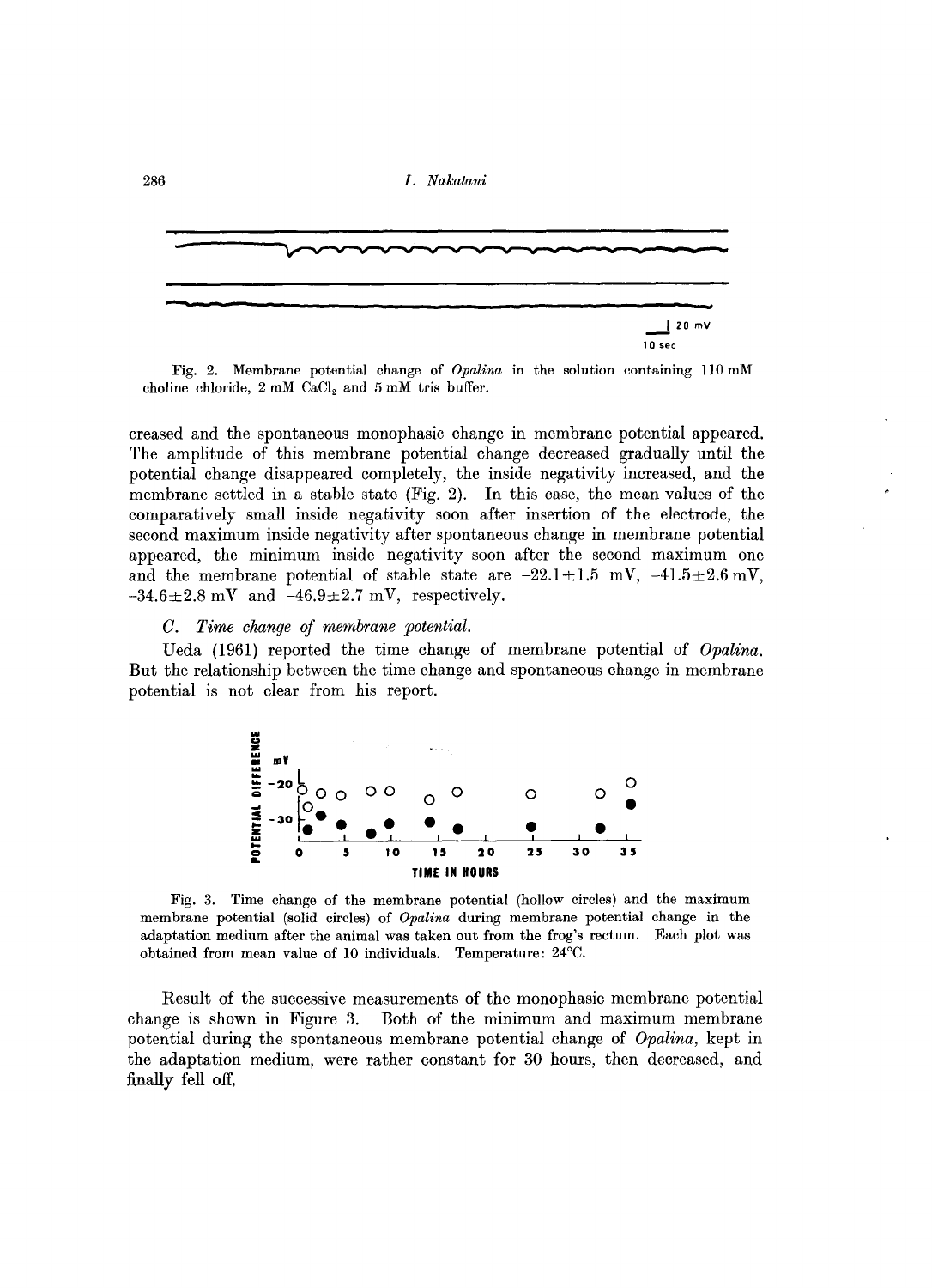Fig. 2. Membrane potential change of *Opalina* in the solution containing 110 mM choline chloride, 2 mM $CaCl_2$ and 5 mM tris buffer.

creased and the spontaneous monophasic change in membrane potential appeared. The amplitude of this membrane potential change decreased gradually until the potential change disappeared completely, the inside negativity increased, and the membrane settled in a stable state (Fig. 2). In this case, the mean values of the comparatively small inside negativity soon after insertion of the electrode, the second maximum inside negativity after spontaneous change in membrane potential appeared, the minimum inside negativity soon after the second maximum one and the membrane potential of stable state are $-22.1 \pm 1.5$ mV, $-41.5 \pm 2.6$ mV, $-34.6 \pm 2.8$ mV and $-46.9 \pm 2.7$ mV, respectively.

### *C. Time change of membrane potential.*

Ueda (1961) reported the time change of membrane potential of *Opalina*. But the relationship between the time change and spontaneous change in membrane potential is not clear from his report.

Fig. 3. Time change of the membrane potential (hollow circles) and the maximum membrane potential (solid circles) of *Opalina* during membrane potential change in the adaptation medium after the animal was taken out from the frog's rectum. Each plot was obtained from mean value of 10 individuals. Temperature: 24°C.

Result of the successive measurements of the monophasic membrane potential change is shown in Figure 3. Both of the minimum and maximum membrane potential during the spontaneous membrane potential change of *Opalina*, kept in the adaptation medium, were rather constant for 30 hours, then decreased, and finally fell off.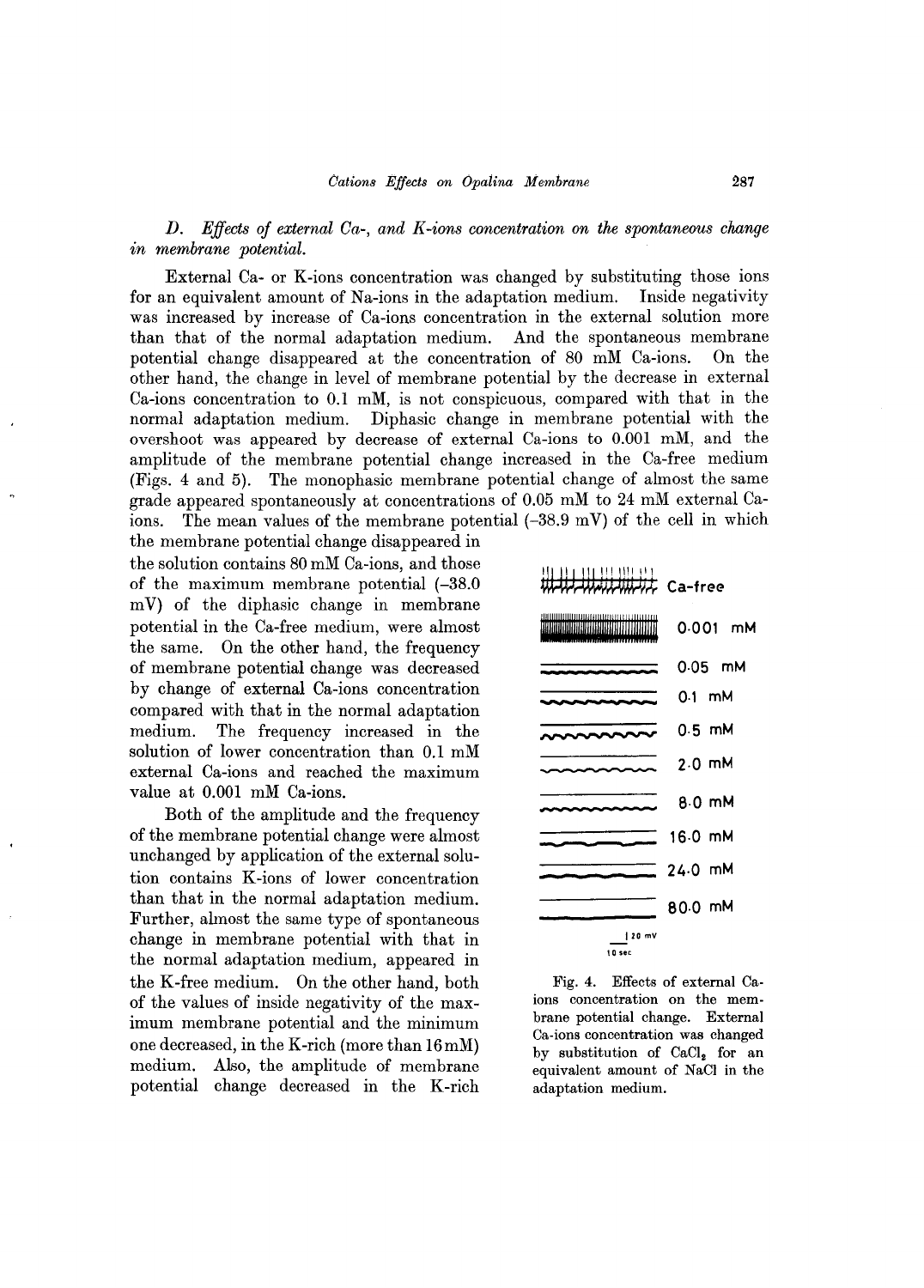*D. Effects of external Ca-, and K-ions concentration on the spontaneous change in membrane potential.*

External Ca- or K-ions concentration was changed by substituting those ions for an equivalent amount of Na-ions in the adaptation medium. Inside negativity was increased by increase of Ca-ions concentration in the external solution more than that of the normal adaptation medium. And the spontaneous membrane potential change disappeared at the concentration of 80 mM Ca-ions. On the other hand, the change in level of membrane potential by the decrease in external Ca-ions concentration to 0.1 mM, is not conspicuous, compared with that in the normal adaptation medium. Diphasic change in membrane potential with the overshoot was appeared by decrease of external Ca-ions to 0.001 mM, and the amplitude of the membrane potential change increased in the Ca-free medium (Figs. 4 and 5). The monophasic membrane potential change of almost the same grade appeared spontaneously at concentrations of 0.05 mM to 24 mM external Ca-ions. The mean values of the membrane potential (−38.9 mV) of the cell in which the membrane potential change disappeared in the solution contains 80 mM Ca-ions, and those of the maximum membrane potential (−38.0 mV) of the diphasic change in membrane potential in the Ca-free medium, were almost the same. On the other hand, the frequency of membrane potential change was decreased by change of external Ca-ions concentration compared with that in the normal adaptation medium. The frequency increased in the solution of lower concentration than 0.1 mM external Ca-ions and reached the maximum value at 0.001 mM Ca-ions.

Both of the amplitude and the frequency of the membrane potential change were almost unchanged by application of the external solution contains K-ions of lower concentration than that in the normal adaptation medium. Further, almost the same type of spontaneous change in membrane potential with that in the normal adaptation medium, appeared in the K-free medium. On the other hand, both of the values of inside negativity of the maximum membrane potential and the minimum one decreased, in the K-rich (more than 16 mM) medium. Also, the amplitude of membrane potential change decreased in the K-rich

Ca-free
0.001 mM
0.05 mM
0.1 mM
0.5 mM
2.0 mM
8.0 mM
16.0 mM
24.0 mM
80.0 mM

20 mV
10 sec

Fig. 4. Effects of external Ca-ions concentration on the membrane potential change. External Ca-ions concentration was changed by substitution of $CaCl_2$ for an equivalent amount of NaCl in the adaptation medium.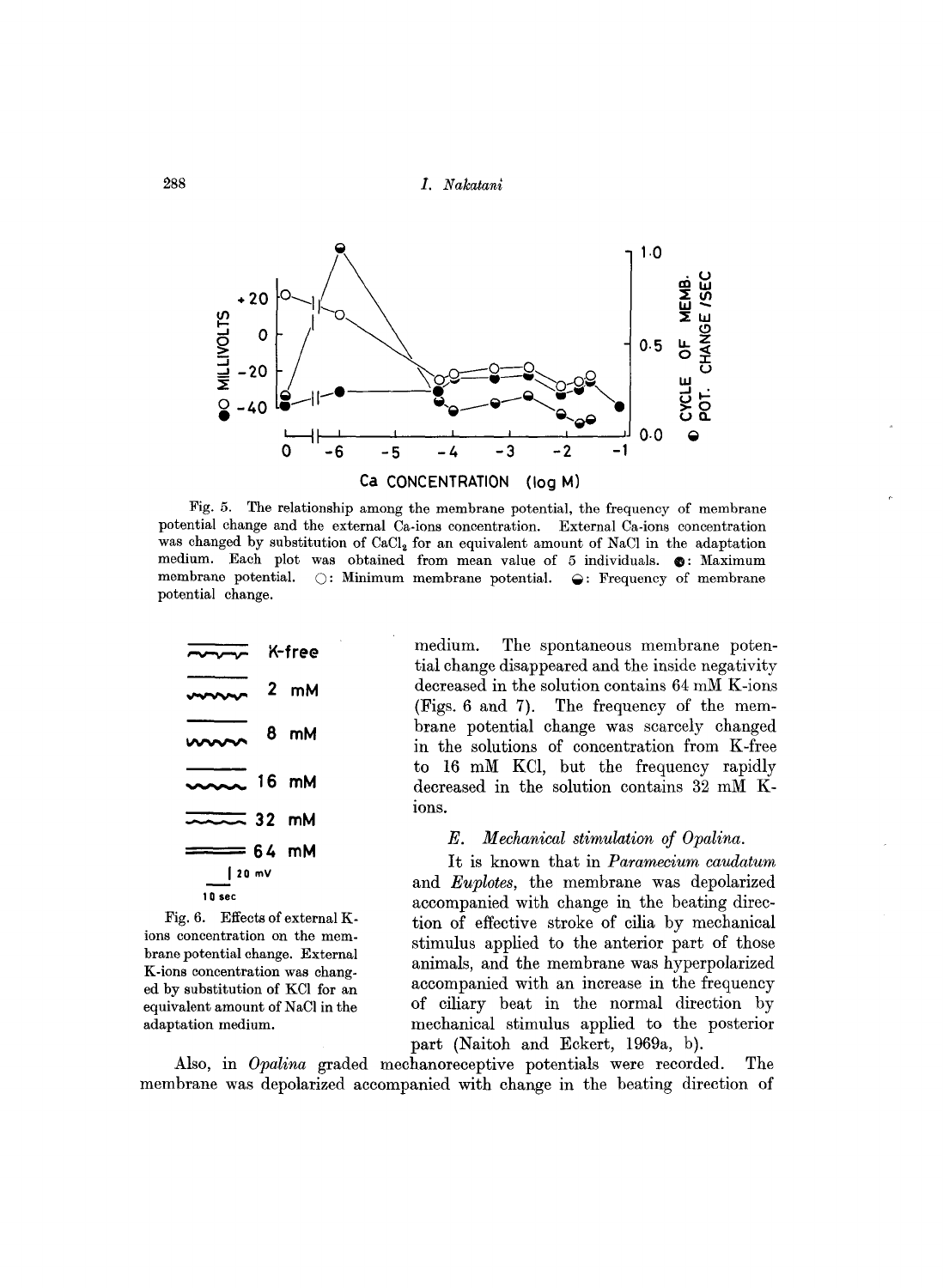Fig. 5. The relationship among the membrane potential, the frequency of membrane potential change and the external Ca-ions concentration. External Ca-ions concentration was changed by substitution of $CaCl_2$ for an equivalent amount of NaCl in the adaptation medium. Each plot was obtained from mean value of 5 individuals. ●: Maximum membrane potential. ○: Minimum membrane potential. ⊖: Frequency of membrane potential change.

Fig. 6. Effects of external K-ions concentration on the membrane potential change. External K-ions concentration was changed by substitution of KCl for an equivalent amount of NaCl in the adaptation medium.

medium. The spontaneous membrane potential change disappeared and the inside negativity decreased in the solution contains 64 mM K-ions (Figs. 6 and 7). The frequency of the membrane potential change was scarcely changed in the solutions of concentration from K-free to 16 mM KCl, but the frequency rapidly decreased in the solution contains 32 mM K-ions.

### *E. Mechanical stimulation of Opalina.*

It is known that in *Paramecium caudatum* and *Euplotes*, the membrane was depolarized accompanied with change in the beating direction of effective stroke of cilia by mechanical stimulus applied to the anterior part of those animals, and the membrane was hyperpolarized accompanied with an increase in the frequency of ciliary beat in the normal direction by mechanical stimulus applied to the posterior part (Naitoh and Eckert, 1969a, b).

Also, in *Opalina* graded mechanoreceptive potentials were recorded. The membrane was depolarized accompanied with change in the beating direction of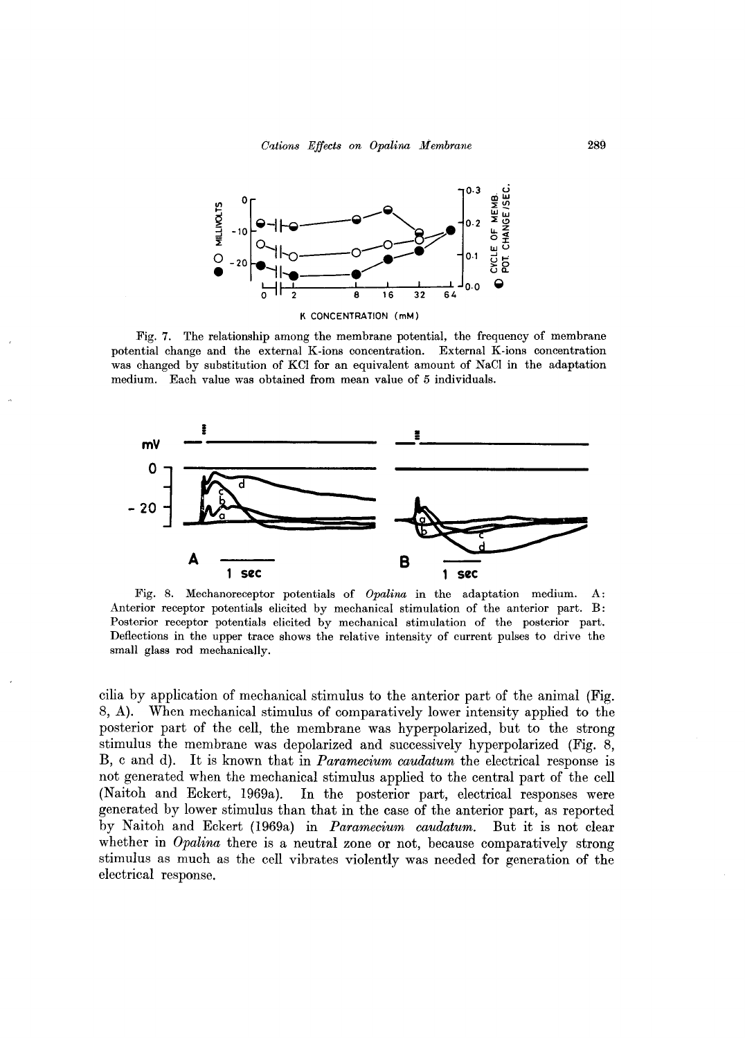Fig. 7. The relationship among the membrane potential, the frequency of membrane potential change and the external K-ions concentration. External K-ions concentration was changed by substitution of KCl for an equivalent amount of NaCl in the adaptation medium. Each value was obtained from mean value of 5 individuals.

Fig. 8. Mechanoreceptor potentials of *Opalina* in the adaptation medium. A: Anterior receptor potentials elicited by mechanical stimulation of the anterior part. B: Posterior receptor potentials elicited by mechanical stimulation of the posterior part. Deflections in the upper trace shows the relative intensity of current pulses to drive the small glass rod mechanically.

cilia by application of mechanical stimulus to the anterior part of the animal (Fig. 8, A). When mechanical stimulus of comparatively lower intensity applied to the posterior part of the cell, the membrane was hyperpolarized, but to the strong stimulus the membrane was depolarized and successively hyperpolarized (Fig. 8, B, c and d). It is known that in *Paramecium caudatum* the electrical response is not generated when the mechanical stimulus applied to the central part of the cell (Naitoh and Eckert, 1969a). In the posterior part, electrical responses were generated by lower stimulus than that in the case of the anterior part, as reported by Naitoh and Eckert (1969a) in *Paramecium caudatum*. But it is not clear whether in *Opalina* there is a neutral zone or not, because comparatively strong stimulus as much as the cell vibrates violently was needed for generation of the electrical response.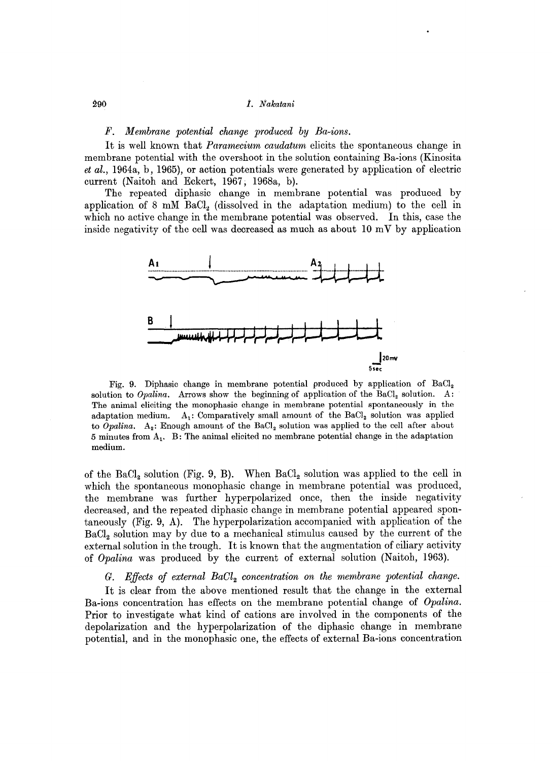*F. Membrane potential change produced by Ba-ions.*

It is well known that *Paramecium caudatum* elicits the spontaneous change in membrane potential with the overshoot in the solution containing Ba-ions (Kinosita *et al.*, 1964a, b, 1965), or action potentials were generated by application of electric current (Naitoh and Eckert, 1967, 1968a, b).

The repeated diphasic change in membrane potential was produced by application of 8 mM $BaCl_2$ (dissolved in the adaptation medium) to the cell in which no active change in the membrane potential was observed. In this, case the inside negativity of the cell was decreased as much as about 10 mV by application of the $BaCl_2$ solution (Fig. 9, B). When $BaCl_2$ solution was applied to the cell in which the spontaneous monophasic change in membrane potential was produced, the membrane was further hyperpolarized once, then the inside negativity decreased, and the repeated diphasic change in membrane potential appeared spontaneously (Fig. 9, A). The hyperpolarization accompanied with application of the $BaCl_2$ solution may by due to a mechanical stimulus caused by the current of the external solution in the trough. It is known that the augmentation of ciliary activity of *Opalina* was produced by the current of external solution (Naitoh, 1963).

Fig. 9. Diphasic change in membrane potential produced by application of $BaCl_2$ solution to *Opalina*. Arrows show the beginning of application of the $BaCl_2$ solution. A: The animal eliciting the monophasic change in membrane potential spontaneously in the adaptation medium. $A_1$: Comparatively small amount of the $BaCl_2$ solution was applied to *Opalina*. $A_2$: Enough amount of the $BaCl_2$ solution was applied to the cell after about 5 minutes from $A_1$. B: The animal elicited no membrane potential change in the adaptation medium.

*G. Effects of external $BaCl_2$ concentration on the membrane potential change.*

It is clear from the above mentioned result that the change in the external Ba-ions concentration has effects on the membrane potential change of *Opalina*. Prior to investigate what kind of cations are involved in the components of the depolarization and the hyperpolarization of the diphasic change in membrane potential, and in the monophasic one, the effects of external Ba-ions concentration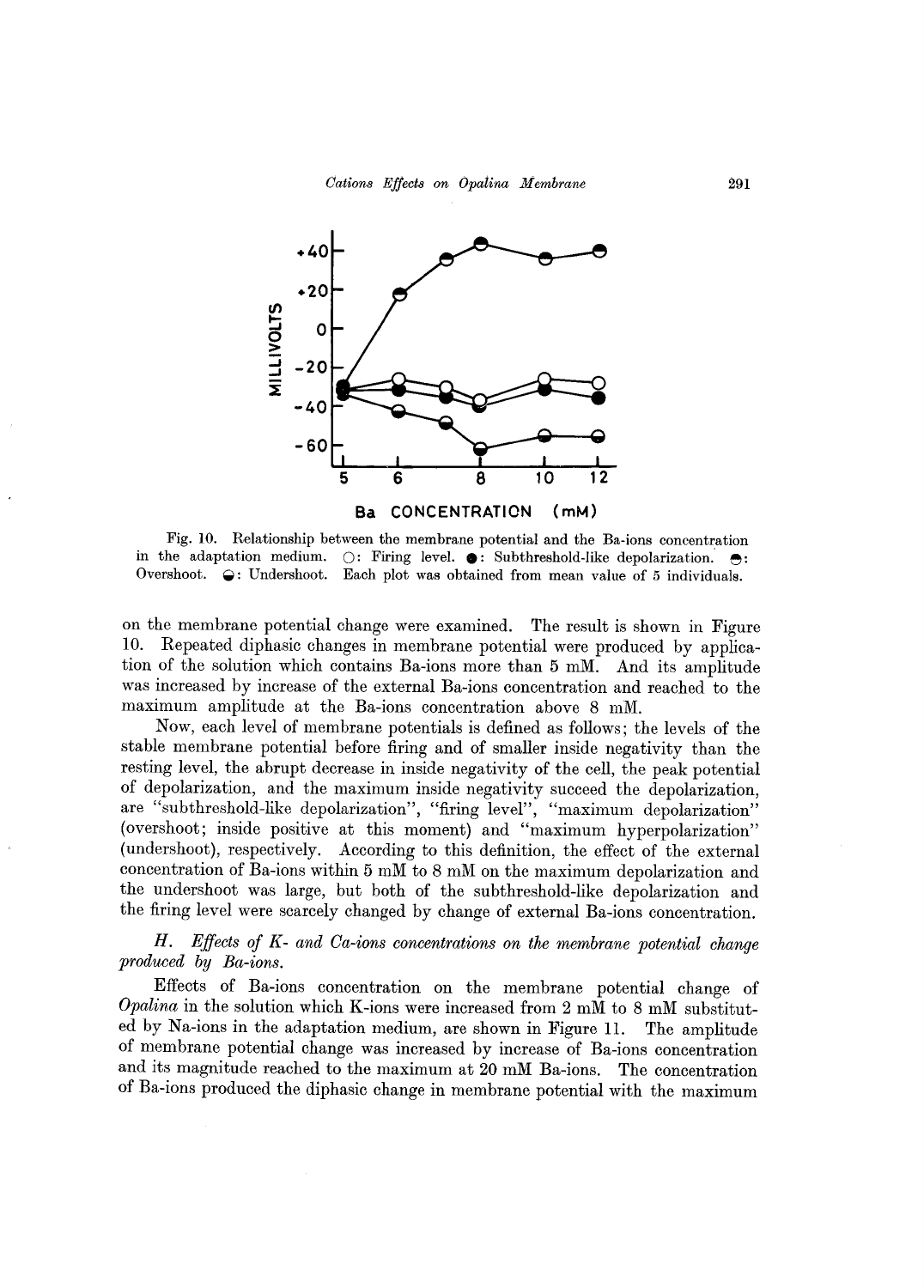Fig. 10. Relationship between the membrane potential and the Ba-ions concentration in the adaptation medium. ○: Firing level. ●: Subthreshold-like depolarization. ◓: Overshoot. ◒: Undershoot. Each plot was obtained from mean value of 5 individuals.

on the membrane potential change were examined. The result is shown in Figure 10. Repeated diphasic changes in membrane potential were produced by application of the solution which contains Ba-ions more than 5 mM. And its amplitude was increased by increase of the external Ba-ions concentration and reached to the maximum amplitude at the Ba-ions concentration above 8 mM.

Now, each level of membrane potentials is defined as follows; the levels of the stable membrane potential before firing and of smaller inside negativity than the resting level, the abrupt decrease in inside negativity of the cell, the peak potential of depolarization, and the maximum inside negativity succeed the depolarization, are "subthreshold-like depolarization", "firing level", "maximum depolarization" (overshoot; inside positive at this moment) and "maximum hyperpolarization" (undershoot), respectively. According to this definition, the effect of the external concentration of Ba-ions within 5 mM to 8 mM on the maximum depolarization and the undershoot was large, but both of the subthreshold-like depolarization and the firing level were scarcely changed by change of external Ba-ions concentration.

### *H. Effects of K- and Ca-ions concentrations on the membrane potential change produced by Ba-ions.*

Effects of Ba-ions concentration on the membrane potential change of *Opalina* in the solution which K-ions were increased from 2 mM to 8 mM substituted by Na-ions in the adaptation medium, are shown in Figure 11. The amplitude of membrane potential change was increased by increase of Ba-ions concentration and its magnitude reached to the maximum at 20 mM Ba-ions. The concentration of Ba-ions produced the diphasic change in membrane potential with the maximum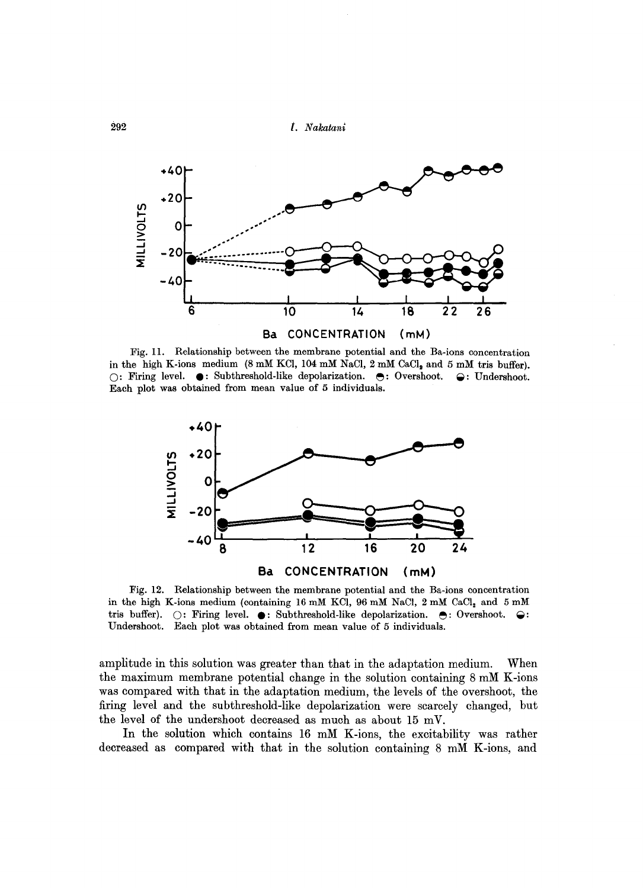Fig. 11. Relationship between the membrane potential and the Ba-ions concentration in the high K-ions medium (8 mM KCl, 104 mM NaCl, 2 mM $CaCl_2$ and 5 mM tris buffer). ○: Firing level. ●: Subthreshold-like depolarization. ◓: Overshoot. ◒: Undershoot. Each plot was obtained from mean value of 5 individuals.

Fig. 12. Relationship between the membrane potential and the Ba-ions concentration in the high K-ions medium (containing 16 mM KCl, 96 mM NaCl, 2 mM $CaCl_2$ and 5 mM tris buffer). ○: Firing level. ●: Subthreshold-like depolarization. ◓: Overshoot. ◒: Undershoot. Each plot was obtained from mean value of 5 individuals.

amplitude in this solution was greater than that in the adaptation medium. When the maximum membrane potential change in the solution containing 8 mM K-ions was compared with that in the adaptation medium, the levels of the overshoot, the firing level and the subthreshold-like depolarization were scarcely changed, but the level of the undershoot decreased as much as about 15 mV.

In the solution which contains 16 mM K-ions, the excitability was rather decreased as compared with that in the solution containing 8 mM K-ions, and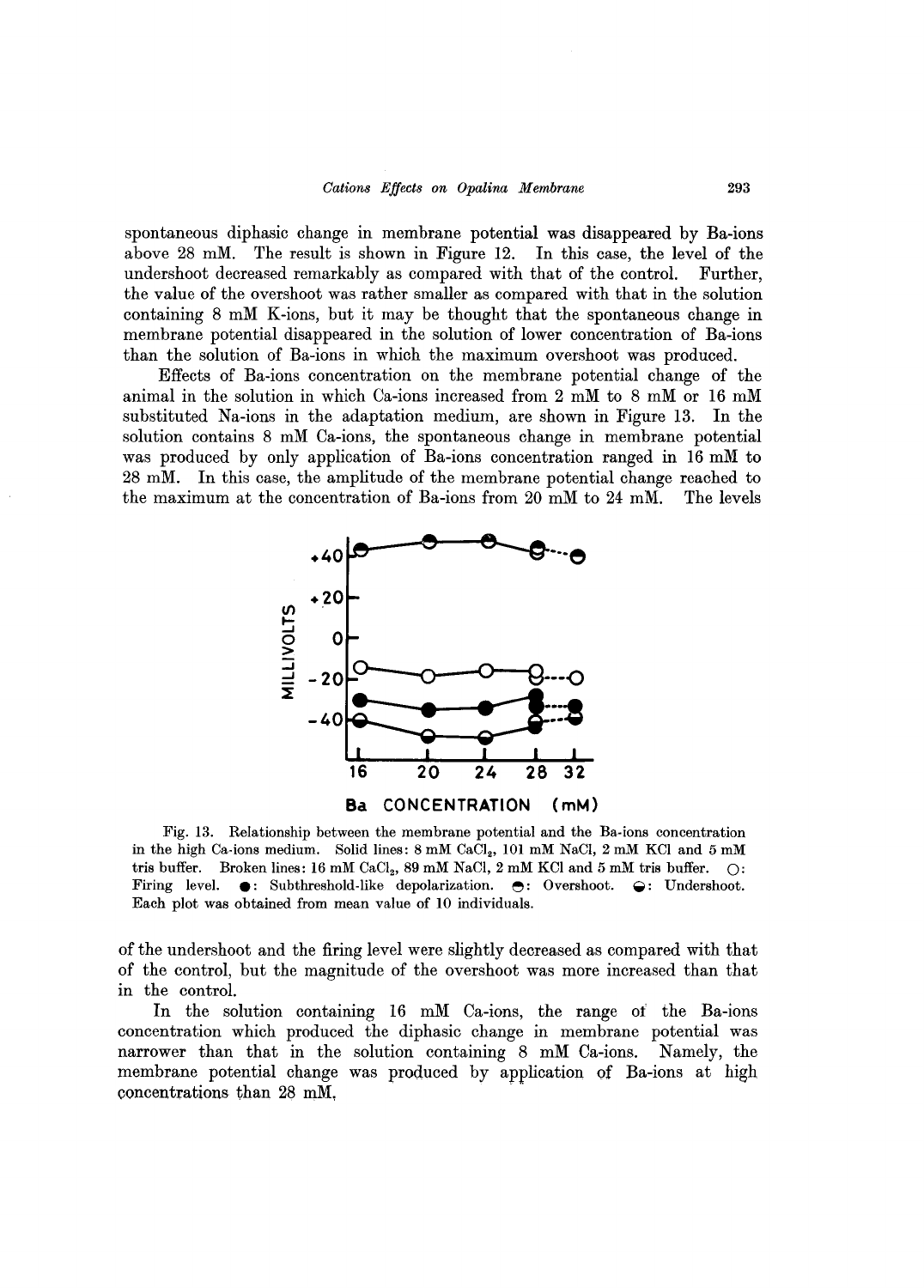spontaneous diphasic change in membrane potential was disappeared by Ba-ions above 28 mM. The result is shown in Figure 12. In this case, the level of the undershoot decreased remarkably as compared with that of the control. Further, the value of the overshoot was rather smaller as compared with that in the solution containing 8 mM K-ions, but it may be thought that the spontaneous change in membrane potential disappeared in the solution of lower concentration of Ba-ions than the solution of Ba-ions in which the maximum overshoot was produced.

Effects of Ba-ions concentration on the membrane potential change of the animal in the solution in which Ca-ions increased from 2 mM to 8 mM or 16 mM substituted Na-ions in the adaptation medium, are shown in Figure 13. In the solution contains 8 mM Ca-ions, the spontaneous change in membrane potential was produced by only application of Ba-ions concentration ranged in 16 mM to 28 mM. In this case, the amplitude of the membrane potential change reached to the maximum at the concentration of Ba-ions from 20 mM to 24 mM. The levels

Fig. 13. Relationship between the membrane potential and the Ba-ions concentration in the high Ca-ions medium. Solid lines: 8 mM $CaCl_2$, 101 mM NaCl, 2 mM KCl and 5 mM tris buffer. Broken lines: 16 mM $CaCl_2$, 89 mM NaCl, 2 mM KCl and 5 mM tris buffer. ○: Firing level. ●: Subthreshold-like depolarization. ◓: Overshoot. ◒: Undershoot. Each plot was obtained from mean value of 10 individuals.

of the undershoot and the firing level were slightly decreased as compared with that of the control, but the magnitude of the overshoot was more increased than that in the control.

In the solution containing 16 mM Ca-ions, the range of the Ba-ions concentration which produced the diphasic change in membrane potential was narrower than that in the solution containing 8 mM Ca-ions. Namely, the membrane potential change was produced by application of Ba-ions at high concentrations than 28 mM,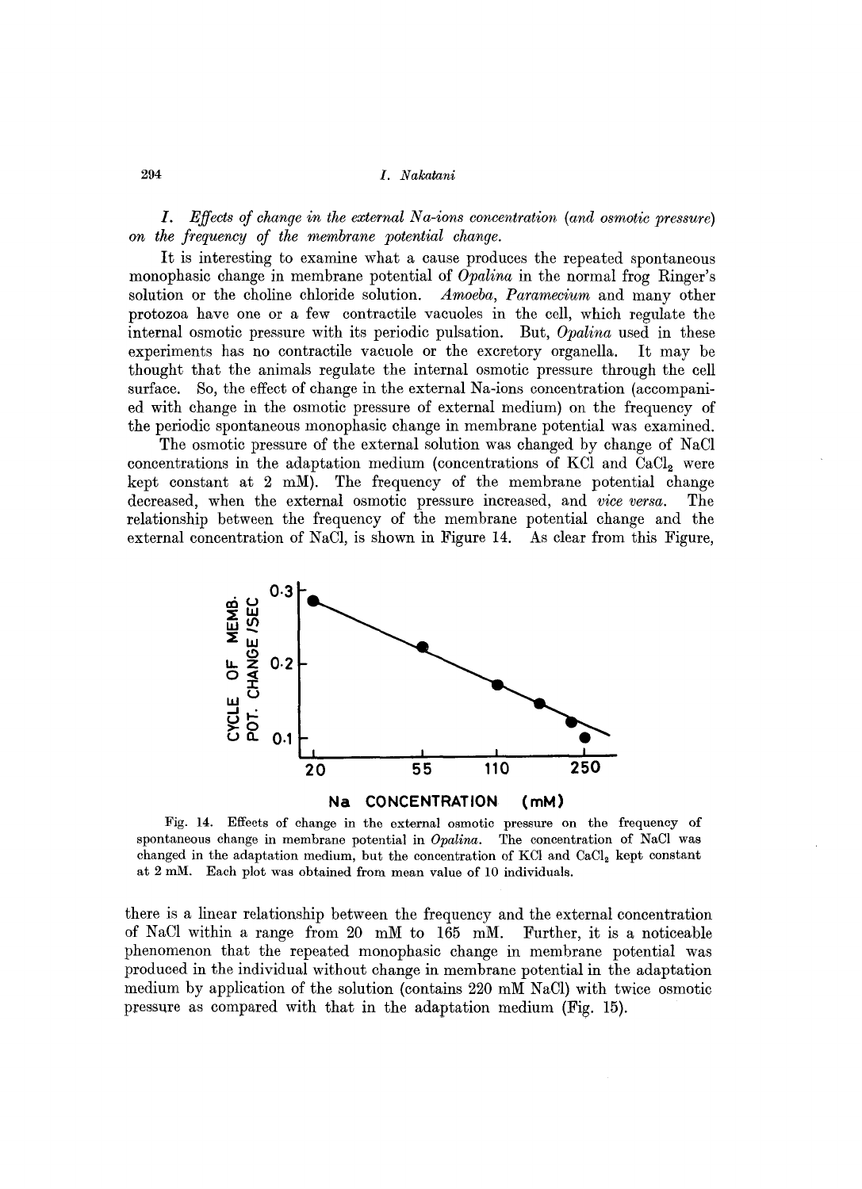*I. Effects of change in the external Na-ions concentration (and osmotic pressure) on the frequency of the membrane potential change.*

It is interesting to examine what a cause produces the repeated spontaneous monophasic change in membrane potential of *Opalina* in the normal frog Ringer's solution or the choline chloride solution. *Amoeba*, *Paramecium* and many other protozoa have one or a few contractile vacuoles in the cell, which regulate the internal osmotic pressure with its periodic pulsation. But, *Opalina* used in these experiments has no contractile vacuole or the excretory organella. It may be thought that the animals regulate the internal osmotic pressure through the cell surface. So, the effect of change in the external Na-ions concentration (accompanied with change in the osmotic pressure of external medium) on the frequency of the periodic spontaneous monophasic change in membrane potential was examined.

The osmotic pressure of the external solution was changed by change of NaCl concentrations in the adaptation medium (concentrations of KCl and $CaCl_2$ were kept constant at 2 mM). The frequency of the membrane potential change decreased, when the external osmotic pressure increased, and *vice versa*. The relationship between the frequency of the membrane potential change and the external concentration of NaCl, is shown in Figure 14. As clear from this Figure,

Fig. 14. Effects of change in the external osmotic pressure on the frequency of spontaneous change in membrane potential in *Opalina*. The concentration of NaCl was changed in the adaptation medium, but the concentration of KCl and $CaCl_2$ kept constant at 2 mM. Each plot was obtained from mean value of 10 individuals.

there is a linear relationship between the frequency and the external concentration of NaCl within a range from 20 mM to 165 mM. Further, it is a noticeable phenomenon that the repeated monophasic change in membrane potential was produced in the individual without change in membrane potential in the adaptation medium by application of the solution (contains 220 mM NaCl) with twice osmotic pressure as compared with that in the adaptation medium (Fig. 15).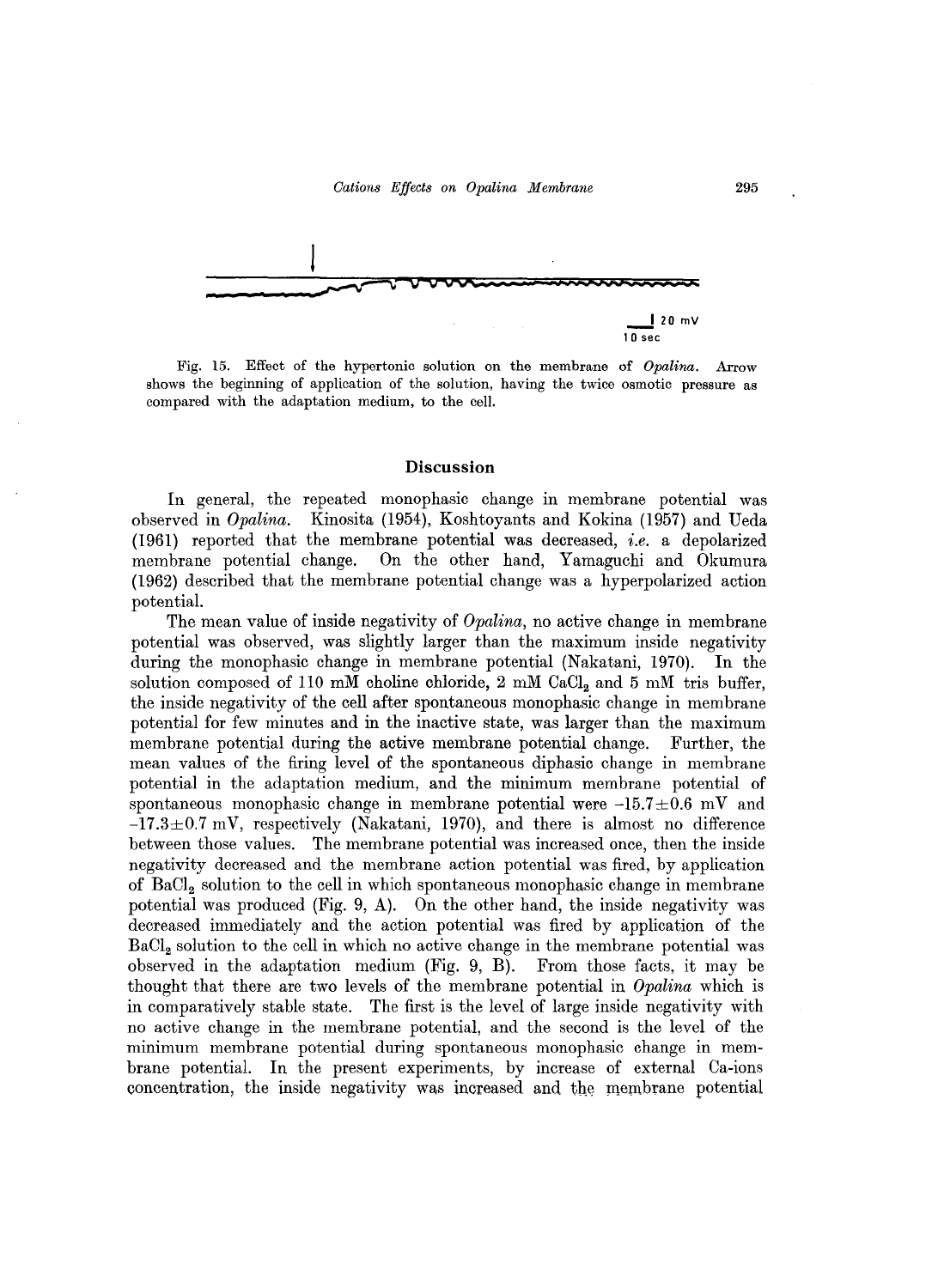Fig. 15. Effect of the hypertonic solution on the membrane of *Opalina*. Arrow shows the beginning of application of the solution, having the twice osmotic pressure as compared with the adaptation medium, to the cell.

## Discussion

In general, the repeated monophasic change in membrane potential was observed in *Opalina*. Kinosita (1954), Koshtoyants and Kokina (1957) and Ueda (1961) reported that the membrane potential was decreased, *i.e.* a depolarized membrane potential change. On the other hand, Yamaguchi and Okumura (1962) described that the membrane potential change was a hyperpolarized action potential.

The mean value of inside negativity of *Opalina*, no active change in membrane potential was observed, was slightly larger than the maximum inside negativity during the monophasic change in membrane potential (Nakatani, 1970). In the solution composed of 110 mM choline chloride, 2 mM $CaCl_2$ and 5 mM tris buffer, the inside negativity of the cell after spontaneous monophasic change in membrane potential for few minutes and in the inactive state, was larger than the maximum membrane potential during the active membrane potential change. Further, the mean values of the firing level of the spontaneous diphasic change in membrane potential in the adaptation medium, and the minimum membrane potential of spontaneous monophasic change in membrane potential were $-15.7 \pm 0.6$ mV and $-17.3 \pm 0.7$ mV, respectively (Nakatani, 1970), and there is almost no difference between those values. The membrane potential was increased once, then the inside negativity decreased and the membrane action potential was fired, by application of $BaCl_2$ solution to the cell in which spontaneous monophasic change in membrane potential was produced (Fig. 9, A). On the other hand, the inside negativity was decreased immediately and the action potential was fired by application of the $BaCl_2$ solution to the cell in which no active change in the membrane potential was observed in the adaptation medium (Fig. 9, B). From those facts, it may be thought that there are two levels of the membrane potential in *Opalina* which is in comparatively stable state. The first is the level of large inside negativity with no active change in the membrane potential, and the second is the level of the minimum membrane potential during spontaneous monophasic change in membrane potential. In the present experiments, by increase of external Ca-ions concentration, the inside negativity was increased and the membrane potential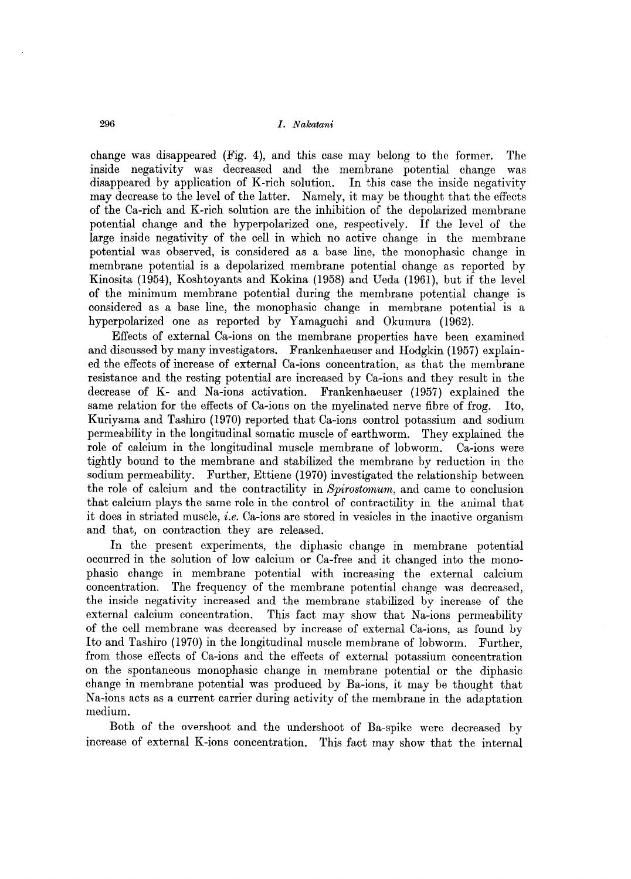change was disappeared (Fig. 4), and this case may belong to the former. The inside negativity was decreased and the membrane potential change was disappeared by application of K-rich solution. In this case the inside negativity may decrease to the level of the latter. Namely, it may be thought that the effects of the Ca-rich and K-rich solution are the inhibition of the depolarized membrane potential change and the hyperpolarized one, respectively. If the level of the large inside negativity of the cell in which no active change in the membrane potential was observed, is considered as a base line, the monophasic change in membrane potential is a depolarized membrane potential change as reported by Kinosita (1954), Koshtoyants and Kokina (1958) and Ueda (1961), but if the level of the minimum membrane potential during the membrane potential change is considered as a base line, the monophasic change in membrane potential is a hyperpolarized one as reported by Yamaguchi and Okumura (1962).

Effects of external Ca-ions on the membrane properties have been examined and discussed by many investigators. Frankenhaeuser and Hodgkin (1957) explained the effects of increase of external Ca-ions concentration, as that the membrane resistance and the resting potential are increased by Ca-ions and they result in the decrease of K- and Na-ions activation. Frankenhaeuser (1957) explained the same relation for the effects of Ca-ions on the myelinated nerve fibre of frog. Ito, Kuriyama and Tashiro (1970) reported that Ca-ions control potassium and sodium permeability in the longitudinal somatic muscle of earthworm. They explained the role of calcium in the longitudinal muscle membrane of lobworm. Ca-ions were tightly bound to the membrane and stabilized the membrane by reduction in the sodium permeability. Further, Ettiene (1970) investigated the relationship between the role of calcium and the contractility in *Spirostomum*, and came to conclusion that calcium plays the same role in the control of contractility in the animal that it does in striated muscle, *i.e.* Ca-ions are stored in vesicles in the inactive organism and that, on contraction they are released.

In the present experiments, the diphasic change in membrane potential occurred in the solution of low calcium or Ca-free and it changed into the monophasic change in membrane potential with increasing the external calcium concentration. The frequency of the membrane potential change was decreased, the inside negativity increased and the membrane stabilized by increase of the external calcium concentration. This fact may show that Na-ions permeability of the cell membrane was decreased by increase of external Ca-ions, as found by Ito and Tashiro (1970) in the longitudinal muscle membrane of lobworm. Further, from those effects of Ca-ions and the effects of external potassium concentration on the spontaneous monophasic change in membrane potential or the diphasic change in membrane potential was produced by Ba-ions, it may be thought that Na-ions acts as a current carrier during activity of the membrane in the adaptation medium.

Both of the overshoot and the undershoot of Ba-spike were decreased by increase of external K-ions concentration. This fact may show that the internal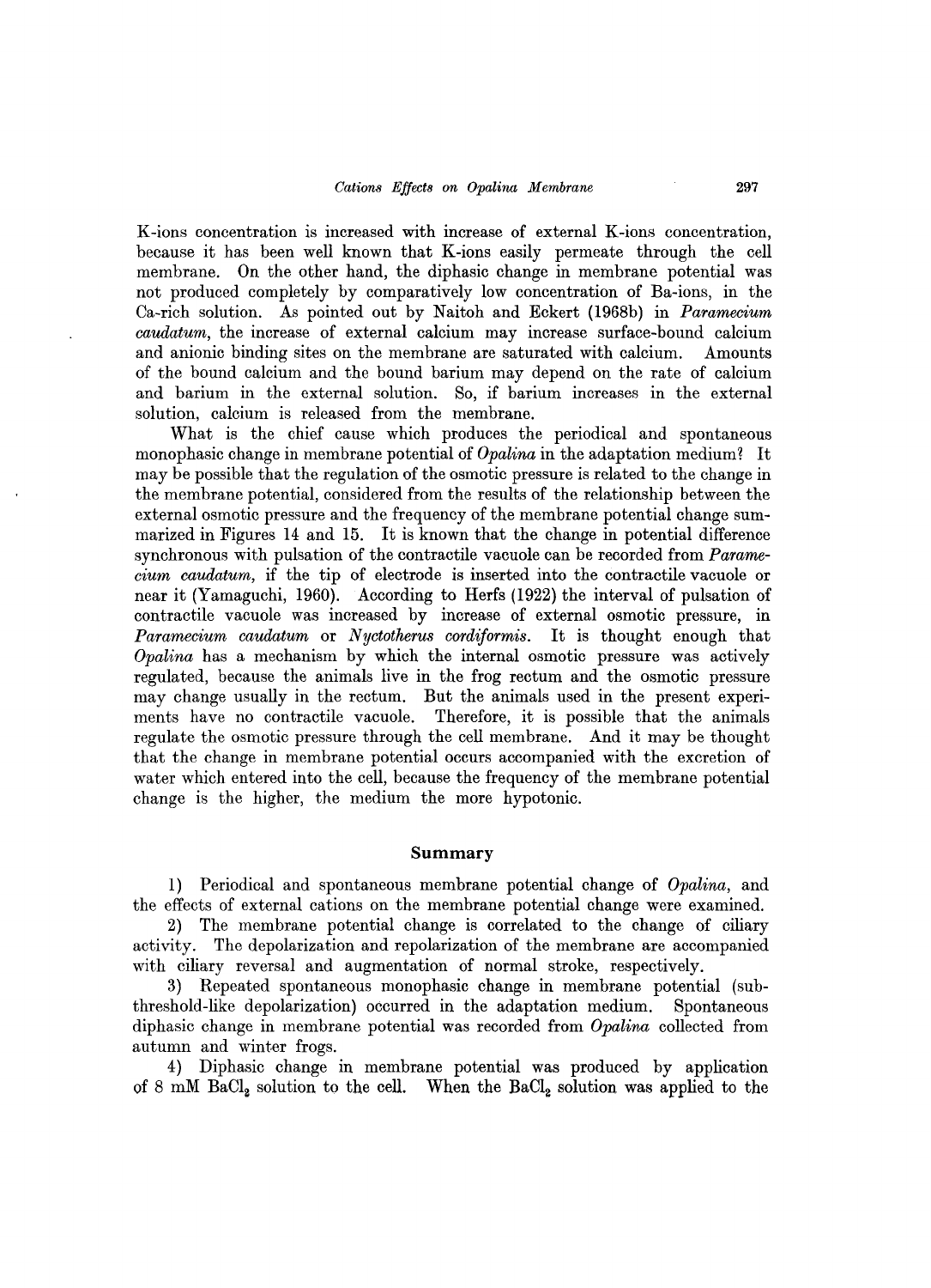K-ions concentration is increased with increase of external K-ions concentration, because it has been well known that K-ions easily permeate through the cell membrane. On the other hand, the diphasic change in membrane potential was not produced completely by comparatively low concentration of Ba-ions, in the Ca-rich solution. As pointed out by Naitoh and Eckert (1968b) in *Paramecium caudatum*, the increase of external calcium may increase surface-bound calcium and anionic binding sites on the membrane are saturated with calcium. Amounts of the bound calcium and the bound barium may depend on the rate of calcium and barium in the external solution. So, if barium increases in the external solution, calcium is released from the membrane.

What is the chief cause which produces the periodical and spontaneous monophasic change in membrane potential of *Opalina* in the adaptation medium? It may be possible that the regulation of the osmotic pressure is related to the change in the membrane potential, considered from the results of the relationship between the external osmotic pressure and the frequency of the membrane potential change summarized in Figures 14 and 15. It is known that the change in potential difference synchronous with pulsation of the contractile vacuole can be recorded from *Paramecium caudatum*, if the tip of electrode is inserted into the contractile vacuole or near it (Yamaguchi, 1960). According to Herfs (1922) the interval of pulsation of contractile vacuole was increased by increase of external osmotic pressure, in *Paramecium caudatum* or *Nyctotherus cordiformis*. It is thought enough that *Opalina* has a mechanism by which the internal osmotic pressure was actively regulated, because the animals live in the frog rectum and the osmotic pressure may change usually in the rectum. But the animals used in the present experiments have no contractile vacuole. Therefore, it is possible that the animals regulate the osmotic pressure through the cell membrane. And it may be thought that the change in membrane potential occurs accompanied with the excretion of water which entered into the cell, because the frequency of the membrane potential change is the higher, the medium the more hypotonic.

## Summary

1) Periodical and spontaneous membrane potential change of *Opalina*, and the effects of external cations on the membrane potential change were examined.

2) The membrane potential change is correlated to the change of ciliary activity. The depolarization and repolarization of the membrane are accompanied with ciliary reversal and augmentation of normal stroke, respectively.

3) Repeated spontaneous monophasic change in membrane potential (subthreshold-like depolarization) occurred in the adaptation medium. Spontaneous diphasic change in membrane potential was recorded from *Opalina* collected from autumn and winter frogs.

4) Diphasic change in membrane potential was produced by application of 8 mM $BaCl_2$ solution to the cell. When the $BaCl_2$ solution was applied to the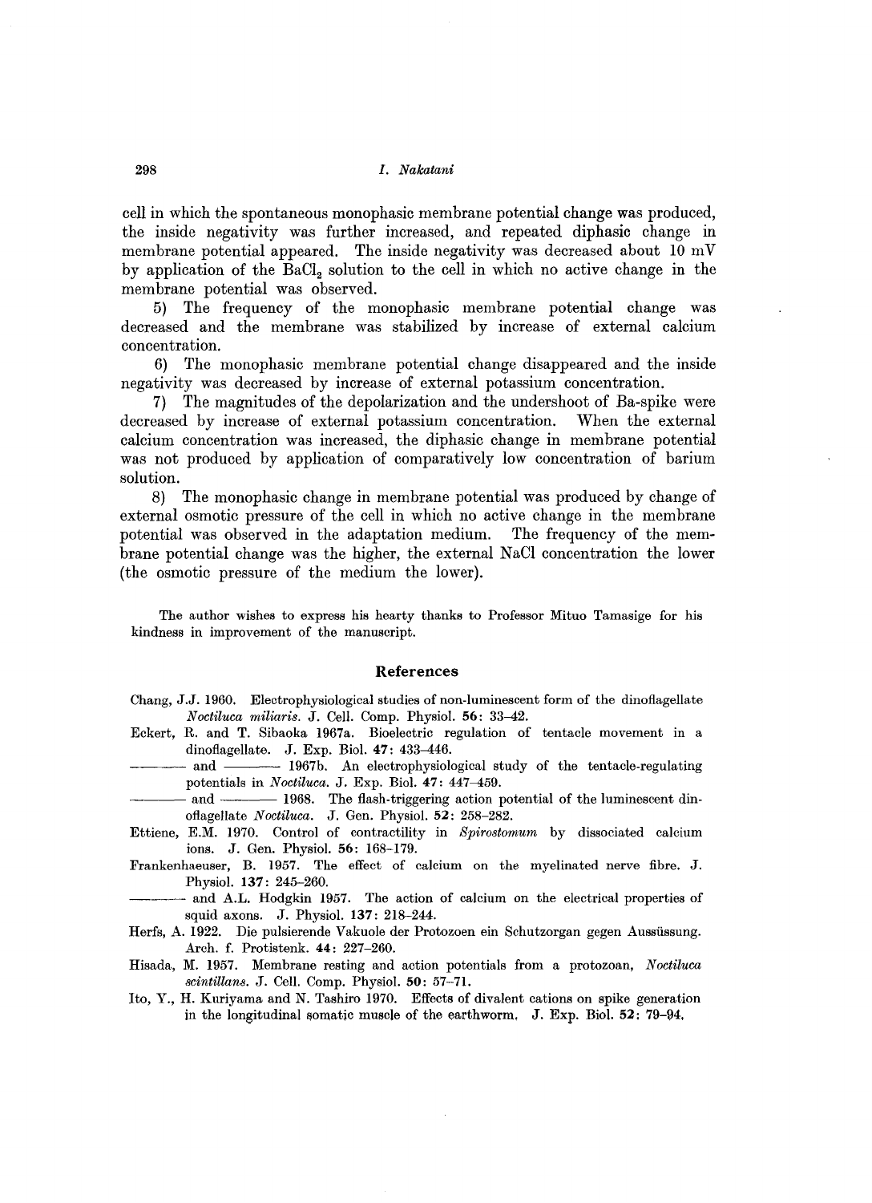cell in which the spontaneous monophasic membrane potential change was produced, the inside negativity was further increased, and repeated diphasic change in membrane potential appeared. The inside negativity was decreased about 10 mV by application of the $BaCl_2$ solution to the cell in which no active change in the membrane potential was observed.

5) The frequency of the monophasic membrane potential change was decreased and the membrane was stabilized by increase of external calcium concentration.

6) The monophasic membrane potential change disappeared and the inside negativity was decreased by increase of external potassium concentration.

7) The magnitudes of the depolarization and the undershoot of Ba-spike were decreased by increase of external potassium concentration. When the external calcium concentration was increased, the diphasic change in membrane potential was not produced by application of comparatively low concentration of barium solution.

8) The monophasic change in membrane potential was produced by change of external osmotic pressure of the cell in which no active change in the membrane potential was observed in the adaptation medium. The frequency of the membrane potential change was the higher, the external NaCl concentration the lower (the osmotic pressure of the medium the lower).

The author wishes to express his hearty thanks to Professor Mituo Tamasige for his kindness in improvement of the manuscript.

## References

Chang, J.J. 1960. Electrophysiological studies of non-luminescent form of the dinoflagellate *Noctiluca miliaris*. J. Cell. Comp. Physiol. **56**: 33–42.

Eckert, R. and T. Sibaoka 1967a. Bioelectric regulation of tentacle movement in a dinoflagellate. J. Exp. Biol. **47**: 433–446.

——— and ——— 1967b. An electrophysiological study of the tentacle-regulating potentials in *Noctiluca*. J. Exp. Biol. **47**: 447–459.

——— and ——— 1968. The flash-triggering action potential of the luminescent dinoflagellate *Noctiluca*. J. Gen. Physiol. **52**: 258–282.

Ettiene, E.M. 1970. Control of contractility in *Spirostomum* by dissociated calcium ions. J. Gen. Physiol. **56**: 168–179.

Frankenhaeuser, B. 1957. The effect of calcium on the myelinated nerve fibre. J. Physiol. **137**: 245–260.

——— and A.L. Hodgkin 1957. The action of calcium on the electrical properties of squid axons. J. Physiol. **137**: 218–244.

Herfs, A. 1922. Die pulsierende Vakuole der Protozoen ein Schutzorgan gegen Aussüssung. Arch. f. Protistenk. **44**: 227–260.

Hisada, M. 1957. Membrane resting and action potentials from a protozoan, *Noctiluca scintillans*. J. Cell. Comp. Physiol. **50**: 57–71.

Ito, Y., H. Kuriyama and N. Tashiro 1970. Effects of divalent cations on spike generation in the longitudinal somatic muscle of the earthworm. J. Exp. Biol. **52**: 79–94.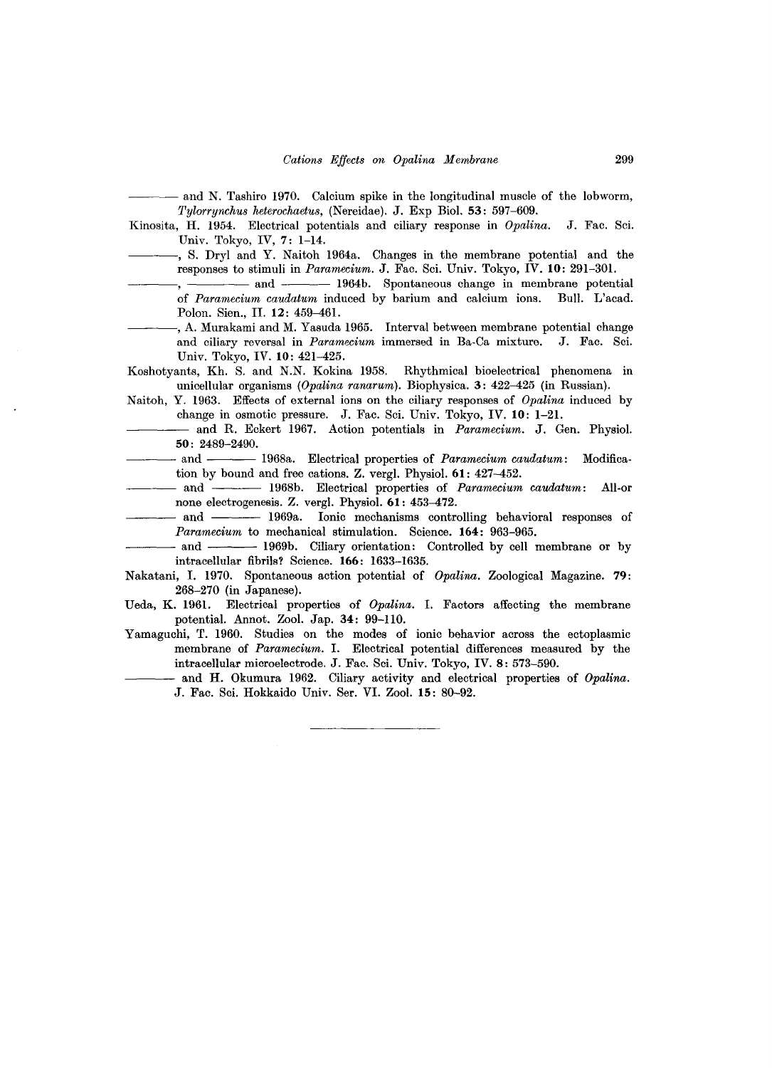——— and N. Tashiro 1970. Calcium spike in the longitudinal muscle of the lobworm, *Tylorrynchus heterochaetus*, (Nereidae). J. Exp Biol. **53**: 597–609.

Kinosita, H. 1954. Electrical potentials and ciliary response in *Opalina*. J. Fac. Sci. Univ. Tokyo, IV, **7**: 1–14.

———, S. Dryl and Y. Naitoh 1964a. Changes in the membrane potential and the responses to stimuli in *Paramecium*. J. Fac. Sci. Univ. Tokyo, IV. **10**: 291–301.

———, ——— and ——— 1964b. Spontaneous change in membrane potential of *Paramecium caudatum* induced by barium and calcium ions. Bull. L'acad. Polon. Sien., II. **12**: 459–461.

———, A. Murakami and M. Yasuda 1965. Interval between membrane potential change and ciliary reversal in *Paramecium* immersed in Ba-Ca mixture. J. Fac. Sci. Univ. Tokyo, IV. **10**: 421–425.

Koshotyants, Kh. S. and N.N. Kokina 1958. Rhythmical bioelectrical phenomena in unicellular organisms (*Opalina ranarum*). Biophysica. **3**: 422–425 (in Russian).

Naitoh, Y. 1963. Effects of external ions on the ciliary responses of *Opalina* induced by change in osmotic pressure. J. Fac. Sci. Univ. Tokyo, IV. **10**: 1–21.

——— and R. Eckert 1967. Action potentials in *Paramecium*. J. Gen. Physiol. **50**: 2489–2490.

——— and ——— 1968a. Electrical properties of *Paramecium caudatum*: Modification by bound and free cations. Z. vergl. Physiol. **61**: 427–452.

——— and ——— 1968b. Electrical properties of *Paramecium caudatum*: All-or none electrogenesis. Z. vergl. Physiol. **61**: 453–472.

——— and ——— 1969a. Ionic mechanisms controlling behavioral responses of *Paramecium* to mechanical stimulation. Science. **164**: 963–965.

——— and ——— 1969b. Ciliary orientation: Controlled by cell membrane or by intracellular fibrils? Science. **166**: 1633–1635.

Nakatani, I. 1970. Spontaneous action potential of *Opalina*. Zoological Magazine. **79**: 268–270 (in Japanese).

Ueda, K. 1961. Electrical properties of *Opalina*. I. Factors affecting the membrane potential. Annot. Zool. Jap. **34**: 99–110.

Yamaguchi, T. 1960. Studies on the modes of ionic behavior across the ectoplasmic membrane of *Paramecium*. I. Electrical potential differences measured by the intracellular microelectrode. J. Fac. Sci. Univ. Tokyo, IV. **8**: 573–590.

——— and H. Okumura 1962. Ciliary activity and electrical properties of *Opalina*. J. Fac. Sci. Hokkaido Univ. Ser. VI. Zool. **15**: 80–92.